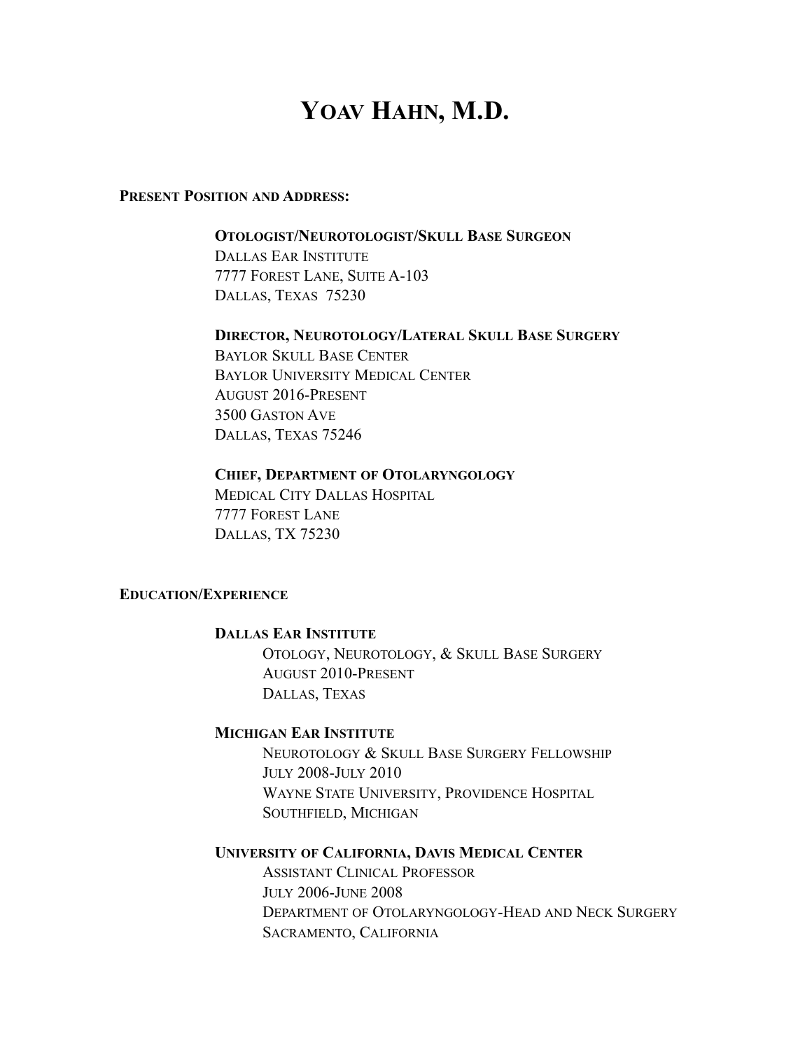# YOAV HAHN, M.D.

**PRESENT POSITION AND ADDRESS:**

**OTOLOGIST/NEUROTOLOGIST/SKULL BASE SURGEON**
DALLAS EAR INSTITUTE
7777 FOREST LANE, SUITE A-103
DALLAS, TEXAS 75230

**DIRECTOR, NEUROTOLOGY/LATERAL SKULL BASE SURGERY**
BAYLOR SKULL BASE CENTER
BAYLOR UNIVERSITY MEDICAL CENTER
AUGUST 2016-PRESENT
3500 GASTON AVE
DALLAS, TEXAS 75246

**CHIEF, DEPARTMENT OF OTOLARYNGOLOGY**
MEDICAL CITY DALLAS HOSPITAL
7777 FOREST LANE
DALLAS, TX 75230

**EDUCATION/EXPERIENCE**

**DALLAS EAR INSTITUTE**
OTOLOGY, NEUROTOLOGY, & SKULL BASE SURGERY
AUGUST 2010-PRESENT
DALLAS, TEXAS

**MICHIGAN EAR INSTITUTE**
NEUROTOLOGY & SKULL BASE SURGERY FELLOWSHIP
JULY 2008-JULY 2010
WAYNE STATE UNIVERSITY, PROVIDENCE HOSPITAL
SOUTHFIELD, MICHIGAN

**UNIVERSITY OF CALIFORNIA, DAVIS MEDICAL CENTER**
ASSISTANT CLINICAL PROFESSOR
JULY 2006-JUNE 2008
DEPARTMENT OF OTOLARYNGOLOGY-HEAD AND NECK SURGERY
SACRAMENTO, CALIFORNIA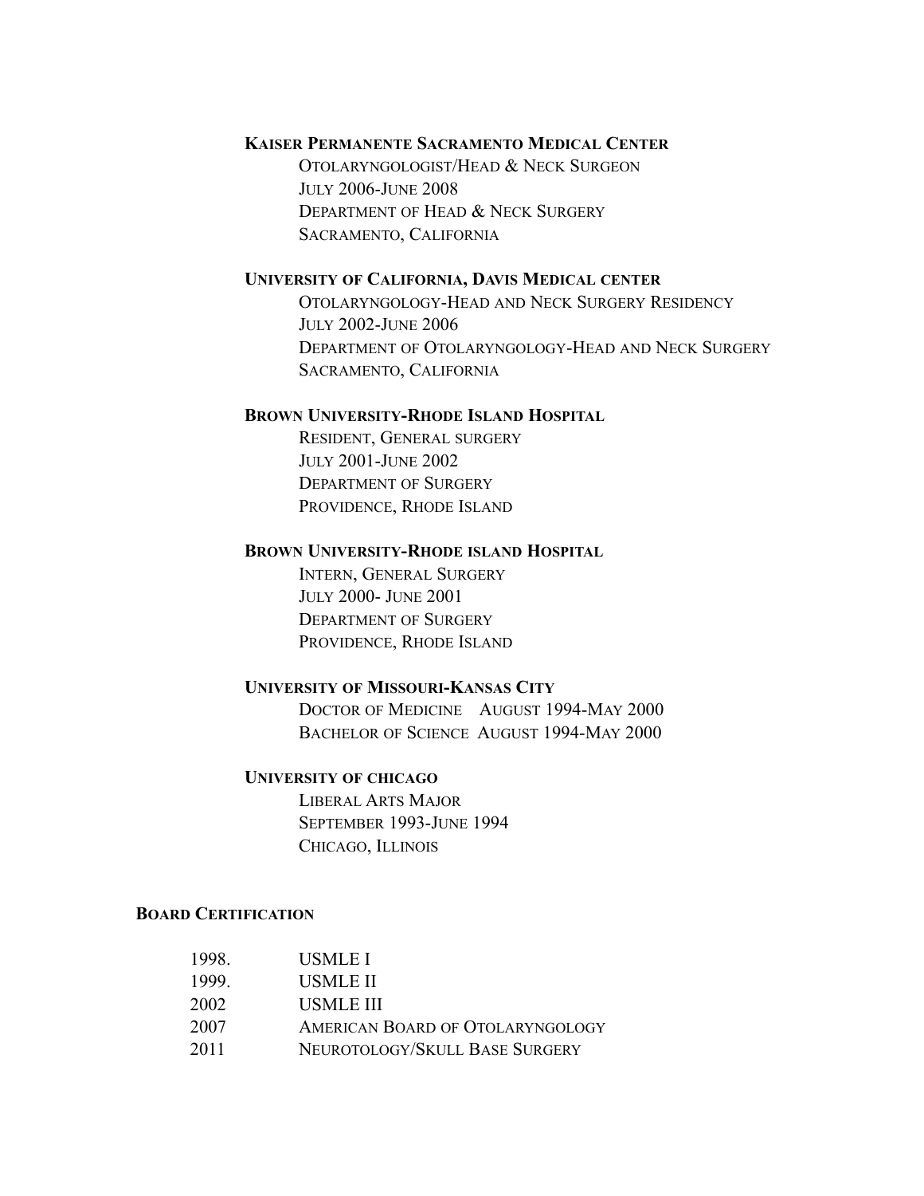**Kaiser Permanente Sacramento Medical Center**

Otolaryngologist/Head & Neck Surgeon
July 2006-June 2008
Department of Head & Neck Surgery
Sacramento, California

**University of California, Davis Medical center**

Otolaryngology-Head and Neck Surgery Residency
July 2002-June 2006
Department of Otolaryngology-Head and Neck Surgery
Sacramento, California

**Brown University-Rhode Island Hospital**

Resident, General surgery
July 2001-June 2002
Department of Surgery
Providence, Rhode Island

**Brown University-Rhode island Hospital**

Intern, General Surgery
July 2000- June 2001
Department of Surgery
Providence, Rhode Island

**University of Missouri-Kansas City**

Doctor of Medicine August 1994-May 2000
Bachelor of Science August 1994-May 2000

**University of chicago**

Liberal Arts Major
September 1993-June 1994
Chicago, Illinois

## Board Certification

| | |
|---|---|
| 1998. | USMLE I |
| 1999. | USMLE II |
| 2002 | USMLE III |
| 2007 | American Board of Otolaryngology |
| 2011 | Neurotology/Skull Base Surgery |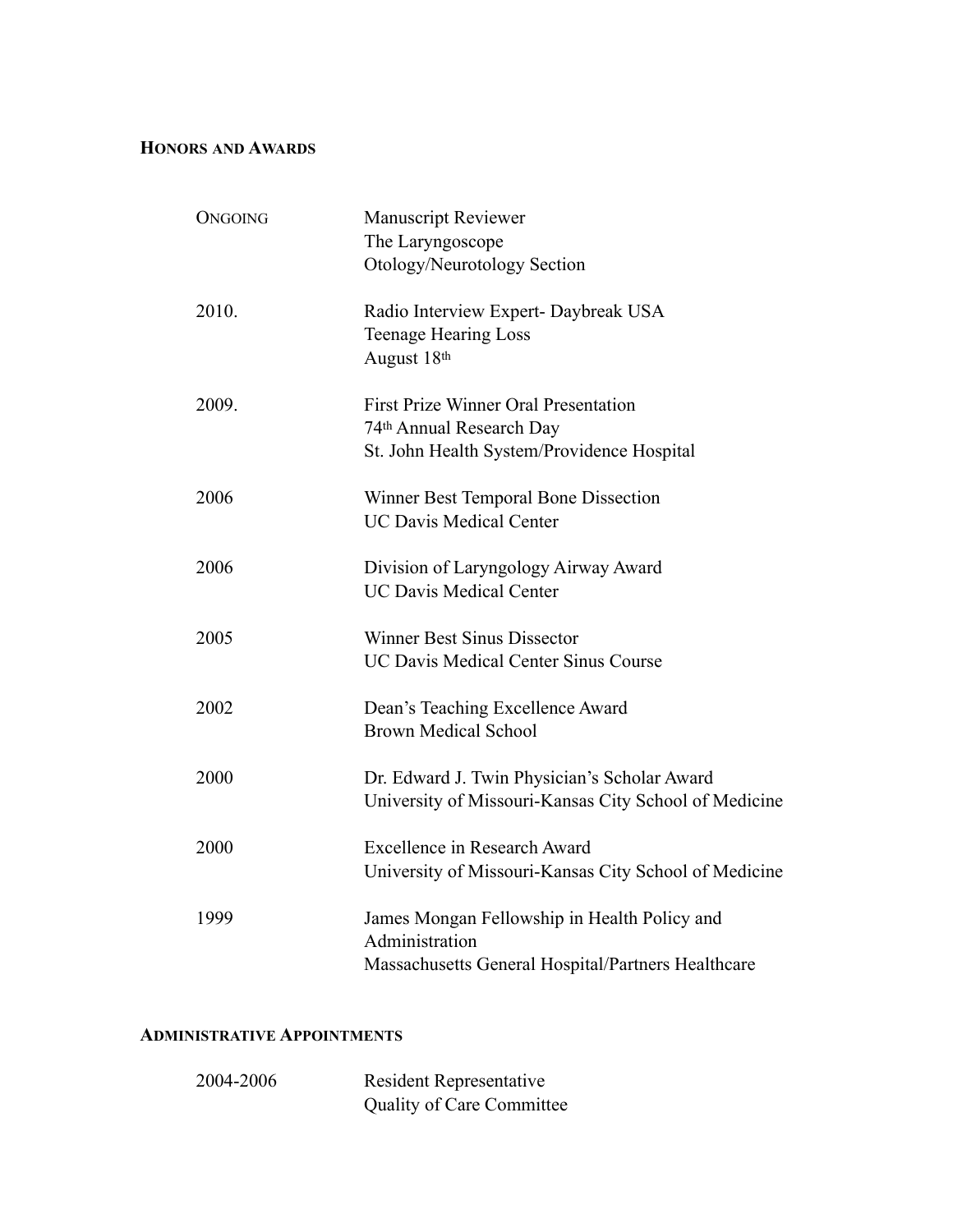## HONORS AND AWARDS

| | |
|---|---|
| ONGOING | Manuscript Reviewer<br>The Laryngoscope<br>Otology/Neurotology Section |
| 2010. | Radio Interview Expert- Daybreak USA<br>Teenage Hearing Loss<br>August 18th |
| 2009. | First Prize Winner Oral Presentation<br>74th Annual Research Day<br>St. John Health System/Providence Hospital |
| 2006 | Winner Best Temporal Bone Dissection<br>UC Davis Medical Center |
| 2006 | Division of Laryngology Airway Award<br>UC Davis Medical Center |
| 2005 | Winner Best Sinus Dissector<br>UC Davis Medical Center Sinus Course |
| 2002 | Dean's Teaching Excellence Award<br>Brown Medical School |
| 2000 | Dr. Edward J. Twin Physician's Scholar Award<br>University of Missouri-Kansas City School of Medicine |
| 2000 | Excellence in Research Award<br>University of Missouri-Kansas City School of Medicine |
| 1999 | James Mongan Fellowship in Health Policy and Administration<br>Massachusetts General Hospital/Partners Healthcare |

## ADMINISTRATIVE APPOINTMENTS

| | |
|---|---|
| 2004-2006 | Resident Representative<br>Quality of Care Committee |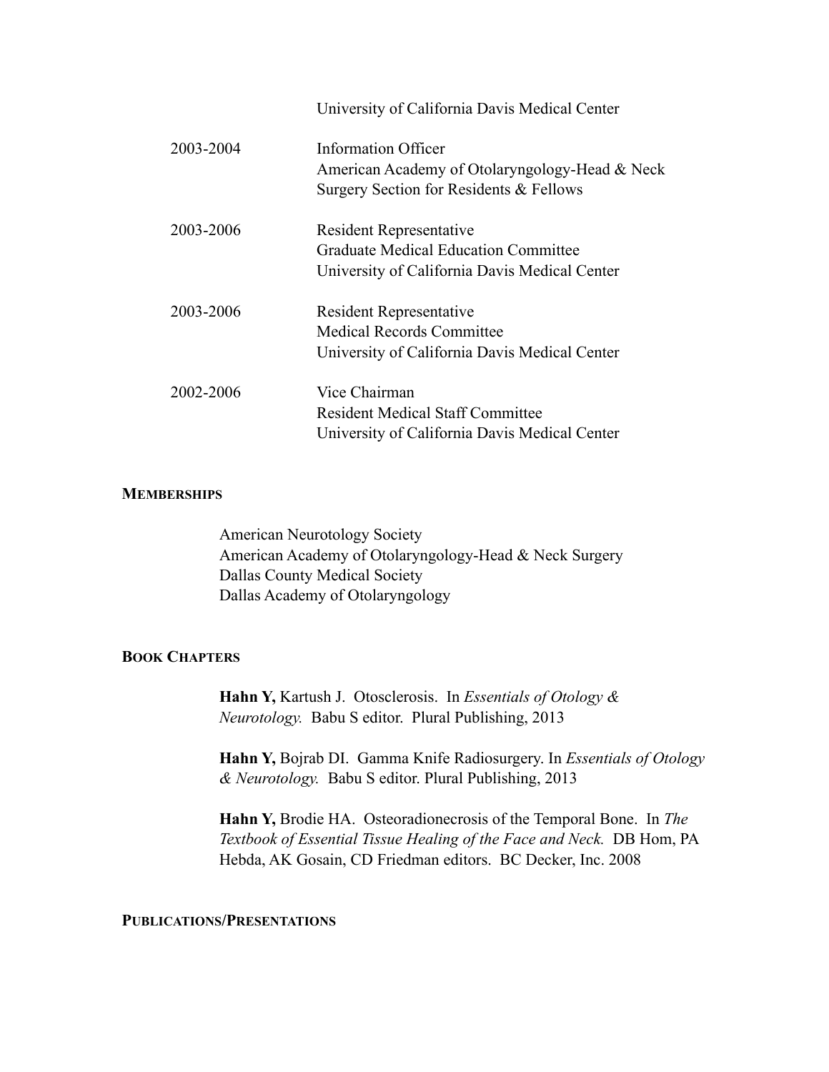University of California Davis Medical Center

2003-2004 Information Officer
American Academy of Otolaryngology-Head & Neck Surgery Section for Residents & Fellows

2003-2006 Resident Representative
Graduate Medical Education Committee
University of California Davis Medical Center

2003-2006 Resident Representative
Medical Records Committee
University of California Davis Medical Center

2002-2006 Vice Chairman
Resident Medical Staff Committee
University of California Davis Medical Center

## MEMBERSHIPS

American Neurotology Society
American Academy of Otolaryngology-Head & Neck Surgery
Dallas County Medical Society
Dallas Academy of Otolaryngology

## BOOK CHAPTERS

**Hahn Y,** Kartush J. Otosclerosis. In *Essentials of Otology & Neurotology.* Babu S editor. Plural Publishing, 2013

**Hahn Y,** Bojrab DI. Gamma Knife Radiosurgery. In *Essentials of Otology & Neurotology.* Babu S editor. Plural Publishing, 2013

**Hahn Y,** Brodie HA. Osteoradionecrosis of the Temporal Bone. In *The Textbook of Essential Tissue Healing of the Face and Neck.* DB Hom, PA Hebda, AK Gosain, CD Friedman editors. BC Decker, Inc. 2008

## PUBLICATIONS/PRESENTATIONS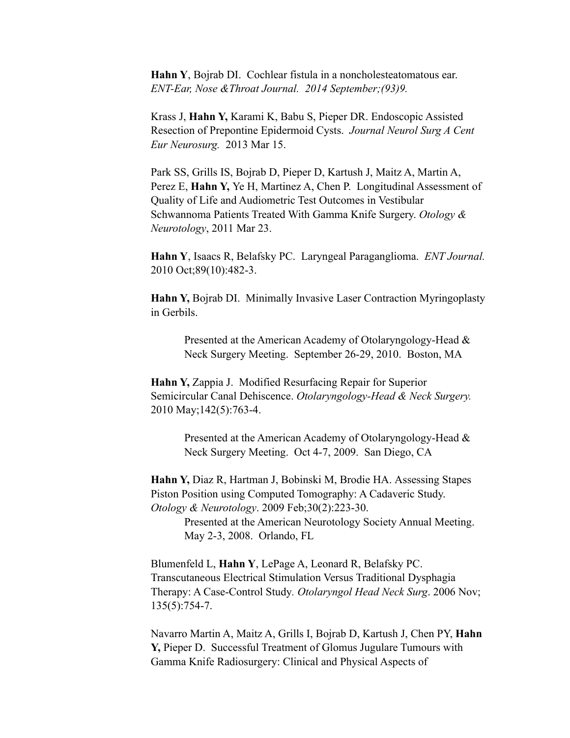**Hahn Y**, Bojrab DI. Cochlear fistula in a noncholesteatomatous ear. *ENT-Ear, Nose &Throat Journal. 2014 September;(93)9.*

Krass J, **Hahn Y,** Karami K, Babu S, Pieper DR. Endoscopic Assisted Resection of Prepontine Epidermoid Cysts. *Journal Neurol Surg A Cent Eur Neurosurg.* 2013 Mar 15.

Park SS, Grills IS, Bojrab D, Pieper D, Kartush J, Maitz A, Martin A, Perez E, **Hahn Y,** Ye H, Martinez A, Chen P. Longitudinal Assessment of Quality of Life and Audiometric Test Outcomes in Vestibular Schwannoma Patients Treated With Gamma Knife Surgery. *Otology & Neurotology*, 2011 Mar 23.

**Hahn Y**, Isaacs R, Belafsky PC. Laryngeal Paraganglioma. *ENT Journal.* 2010 Oct;89(10):482-3.

**Hahn Y,** Bojrab DI. Minimally Invasive Laser Contraction Myringoplasty in Gerbils.

> Presented at the American Academy of Otolaryngology-Head & Neck Surgery Meeting. September 26-29, 2010. Boston, MA

**Hahn Y,** Zappia J. Modified Resurfacing Repair for Superior Semicircular Canal Dehiscence. *Otolaryngology-Head & Neck Surgery.* 2010 May;142(5):763-4.

> Presented at the American Academy of Otolaryngology-Head & Neck Surgery Meeting. Oct 4-7, 2009. San Diego, CA

**Hahn Y,** Diaz R, Hartman J, Bobinski M, Brodie HA. Assessing Stapes Piston Position using Computed Tomography: A Cadaveric Study. *Otology & Neurotology*. 2009 Feb;30(2):223-30.

> Presented at the American Neurotology Society Annual Meeting. May 2-3, 2008. Orlando, FL

Blumenfeld L, **Hahn Y**, LePage A, Leonard R, Belafsky PC. Transcutaneous Electrical Stimulation Versus Traditional Dysphagia Therapy: A Case-Control Study. *Otolaryngol Head Neck Surg*. 2006 Nov; 135(5):754-7.

Navarro Martin A, Maitz A, Grills I, Bojrab D, Kartush J, Chen PY, **Hahn Y,** Pieper D. Successful Treatment of Glomus Jugulare Tumours with Gamma Knife Radiosurgery: Clinical and Physical Aspects of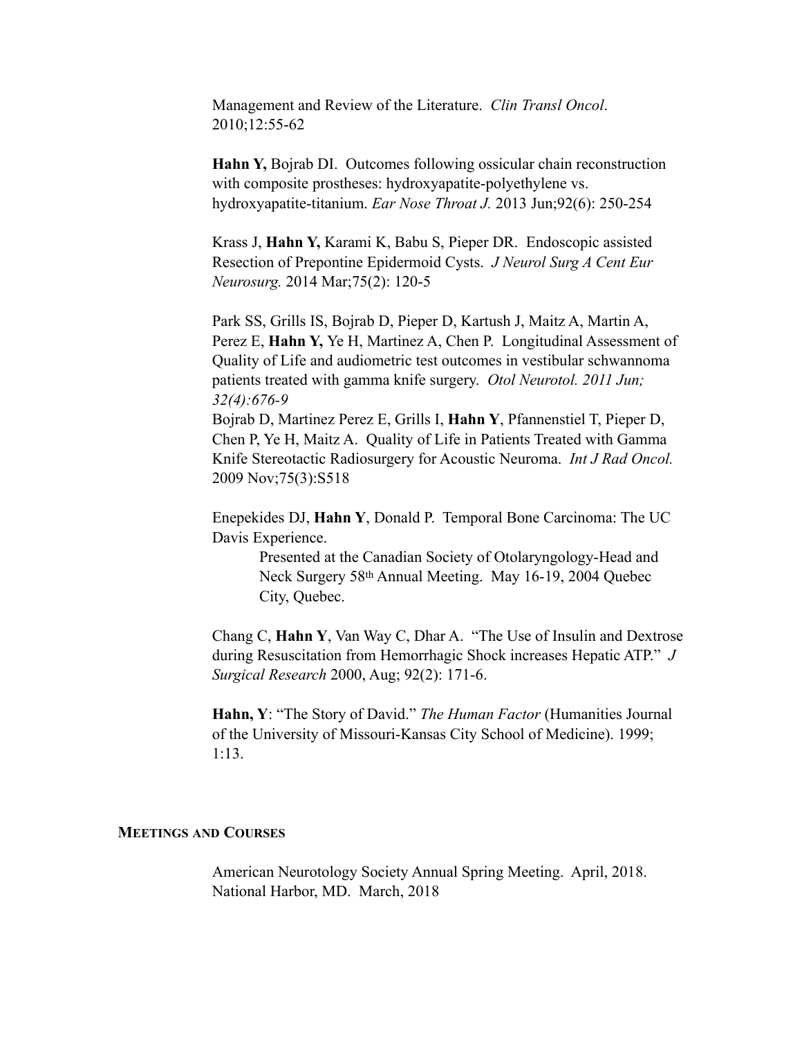Management and Review of the Literature. *Clin Transl Oncol*. 2010;12:55-62

**Hahn Y,** Bojrab DI. Outcomes following ossicular chain reconstruction with composite prostheses: hydroxyapatite-polyethylene vs. hydroxyapatite-titanium. *Ear Nose Throat J.* 2013 Jun;92(6): 250-254

Krass J, **Hahn Y,** Karami K, Babu S, Pieper DR. Endoscopic assisted Resection of Prepontine Epidermoid Cysts. *J Neurol Surg A Cent Eur Neurosurg.* 2014 Mar;75(2): 120-5

Park SS, Grills IS, Bojrab D, Pieper D, Kartush J, Maitz A, Martin A, Perez E, **Hahn Y,** Ye H, Martinez A, Chen P. Longitudinal Assessment of Quality of Life and audiometric test outcomes in vestibular schwannoma patients treated with gamma knife surgery. *Otol Neurotol. 2011 Jun; 32(4):676-9*

Bojrab D, Martinez Perez E, Grills I, **Hahn Y**, Pfannenstiel T, Pieper D, Chen P, Ye H, Maitz A. Quality of Life in Patients Treated with Gamma Knife Stereotactic Radiosurgery for Acoustic Neuroma. *Int J Rad Oncol.* 2009 Nov;75(3):S518

Enepekides DJ, **Hahn Y**, Donald P. Temporal Bone Carcinoma: The UC Davis Experience.

> Presented at the Canadian Society of Otolaryngology-Head and Neck Surgery 58th Annual Meeting. May 16-19, 2004 Quebec City, Quebec.

Chang C, **Hahn Y**, Van Way C, Dhar A. "The Use of Insulin and Dextrose during Resuscitation from Hemorrhagic Shock increases Hepatic ATP." *J Surgical Research* 2000, Aug; 92(2): 171-6.

**Hahn, Y**: "The Story of David." *The Human Factor* (Humanities Journal of the University of Missouri-Kansas City School of Medicine). 1999; 1:13.

## Meetings and Courses

American Neurotology Society Annual Spring Meeting. April, 2018. National Harbor, MD. March, 2018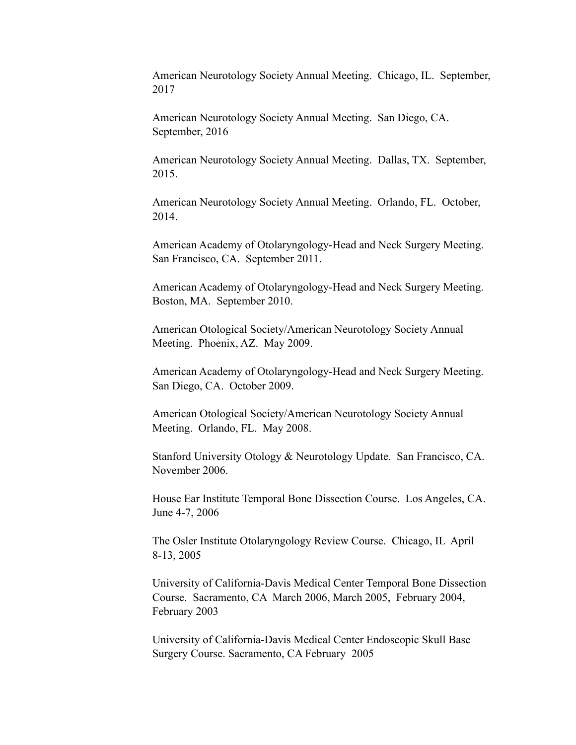American Neurotology Society Annual Meeting. Chicago, IL. September, 2017

American Neurotology Society Annual Meeting. San Diego, CA. September, 2016

American Neurotology Society Annual Meeting. Dallas, TX. September, 2015.

American Neurotology Society Annual Meeting. Orlando, FL. October, 2014.

American Academy of Otolaryngology-Head and Neck Surgery Meeting. San Francisco, CA. September 2011.

American Academy of Otolaryngology-Head and Neck Surgery Meeting. Boston, MA. September 2010.

American Otological Society/American Neurotology Society Annual Meeting. Phoenix, AZ. May 2009.

American Academy of Otolaryngology-Head and Neck Surgery Meeting. San Diego, CA. October 2009.

American Otological Society/American Neurotology Society Annual Meeting. Orlando, FL. May 2008.

Stanford University Otology & Neurotology Update. San Francisco, CA. November 2006.

House Ear Institute Temporal Bone Dissection Course. Los Angeles, CA. June 4-7, 2006

The Osler Institute Otolaryngology Review Course. Chicago, IL April 8-13, 2005

University of California-Davis Medical Center Temporal Bone Dissection Course. Sacramento, CA March 2006, March 2005, February 2004, February 2003

University of California-Davis Medical Center Endoscopic Skull Base Surgery Course. Sacramento, CA February 2005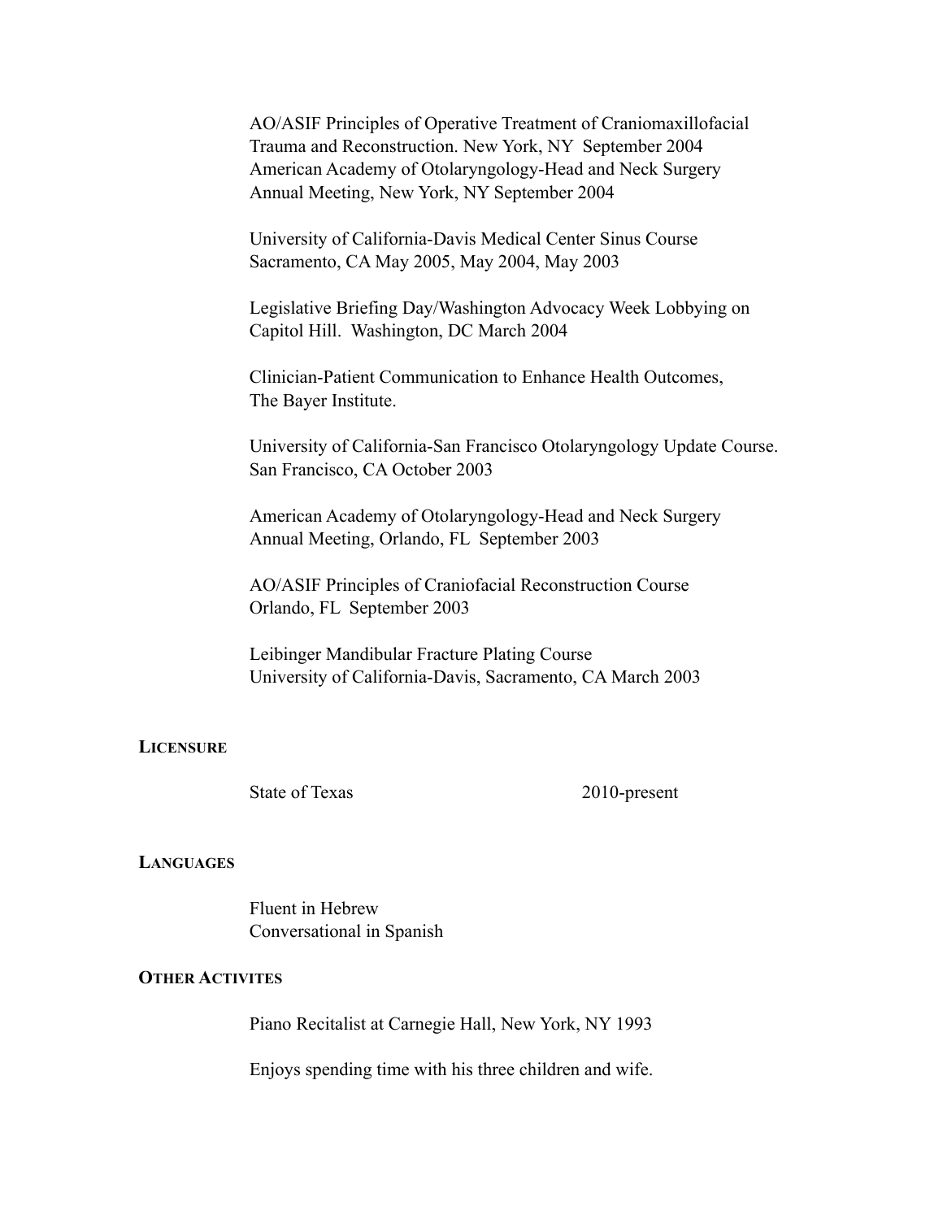AO/ASIF Principles of Operative Treatment of Craniomaxillofacial Trauma and Reconstruction. New York, NY September 2004
American Academy of Otolaryngology-Head and Neck Surgery Annual Meeting, New York, NY September 2004

University of California-Davis Medical Center Sinus Course
Sacramento, CA May 2005, May 2004, May 2003

Legislative Briefing Day/Washington Advocacy Week Lobbying on Capitol Hill. Washington, DC March 2004

Clinician-Patient Communication to Enhance Health Outcomes, The Bayer Institute.

University of California-San Francisco Otolaryngology Update Course.
San Francisco, CA October 2003

American Academy of Otolaryngology-Head and Neck Surgery Annual Meeting, Orlando, FL September 2003

AO/ASIF Principles of Craniofacial Reconstruction Course
Orlando, FL September 2003

Leibinger Mandibular Fracture Plating Course
University of California-Davis, Sacramento, CA March 2003

## LICENSURE

State of Texas 2010-present

## LANGUAGES

Fluent in Hebrew
Conversational in Spanish

## OTHER ACTIVITES

Piano Recitalist at Carnegie Hall, New York, NY 1993

Enjoys spending time with his three children and wife.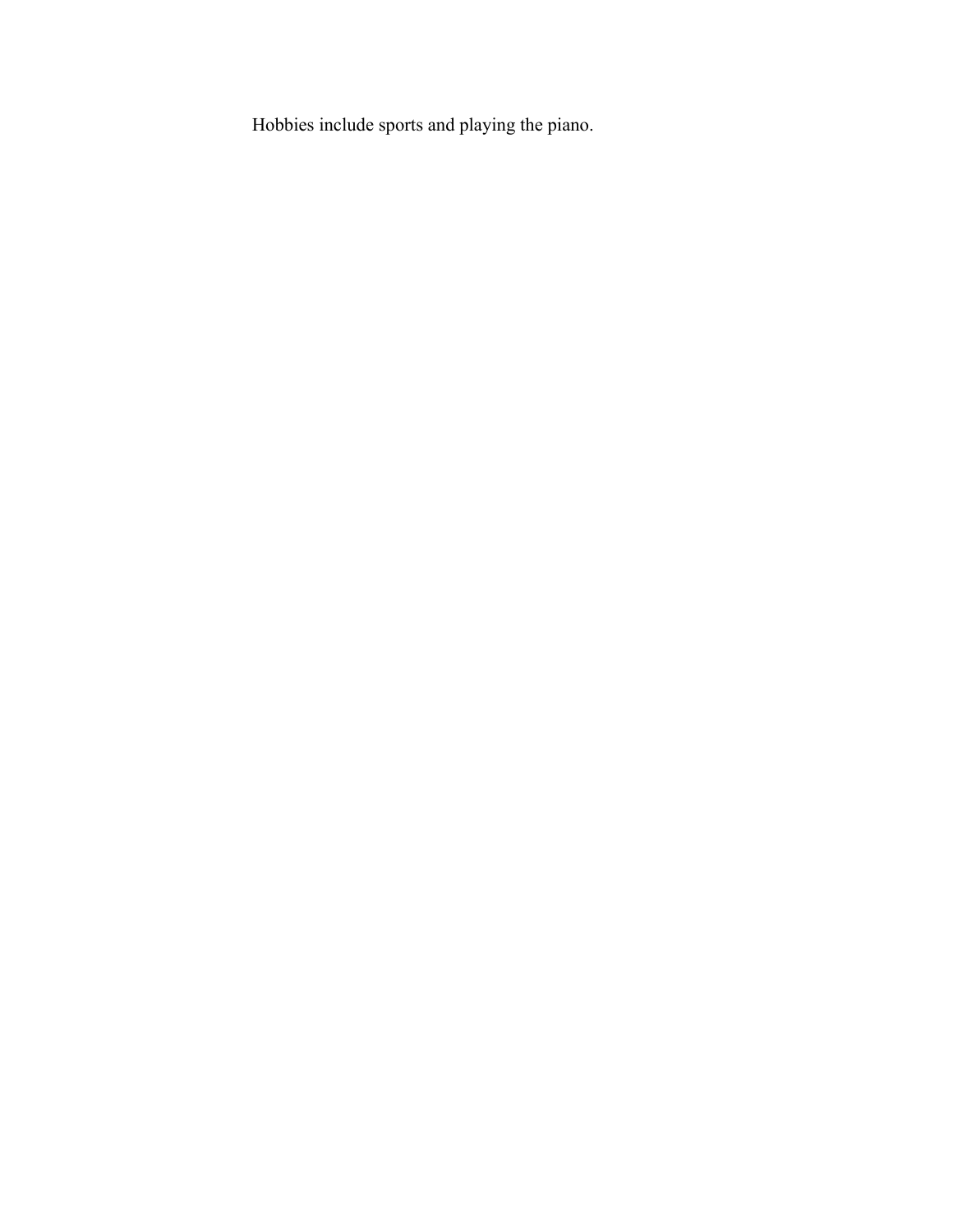Hobbies include sports and playing the piano.